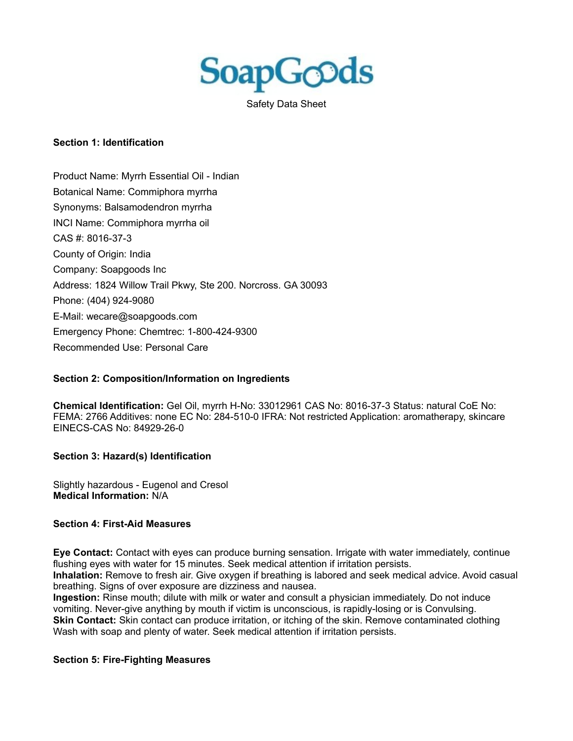SoapGoods

Safety Data Sheet

## Section 1: Identification

Product Name: Myrrh Essential Oil - Indian

Botanical Name: Commiphora myrrha

Synonyms: Balsamodendron myrrha

INCI Name: Commiphora myrrha oil

CAS #: 8016-37-3

County of Origin: India

Company: Soapgoods Inc

Address: 1824 Willow Trail Pkwy, Ste 200. Norcross. GA 30093

Phone: (404) 924-9080

E-Mail: wecare@soapgoods.com

Emergency Phone: Chemtrec: 1-800-424-9300

Recommended Use: Personal Care

## Section 2: Composition/Information on Ingredients

**Chemical Identification:** Gel Oil, myrrh H-No: 33012961 CAS No: 8016-37-3 Status: natural CoE No: FEMA: 2766 Additives: none EC No: 284-510-0 IFRA: Not restricted Application: aromatherapy, skincare EINECS-CAS No: 84929-26-0

## Section 3: Hazard(s) Identification

Slightly hazardous - Eugenol and Cresol

**Medical Information:** N/A

## Section 4: First-Aid Measures

**Eye Contact:** Contact with eyes can produce burning sensation. Irrigate with water immediately, continue flushing eyes with water for 15 minutes. Seek medical attention if irritation persists.

**Inhalation:** Remove to fresh air. Give oxygen if breathing is labored and seek medical advice. Avoid casual breathing. Signs of over exposure are dizziness and nausea.

**Ingestion:** Rinse mouth; dilute with milk or water and consult a physician immediately. Do not induce vomiting. Never-give anything by mouth if victim is unconscious, is rapidly-losing or is Convulsing.

**Skin Contact:** Skin contact can produce irritation, or itching of the skin. Remove contaminated clothing Wash with soap and plenty of water. Seek medical attention if irritation persists.

## Section 5: Fire-Fighting Measures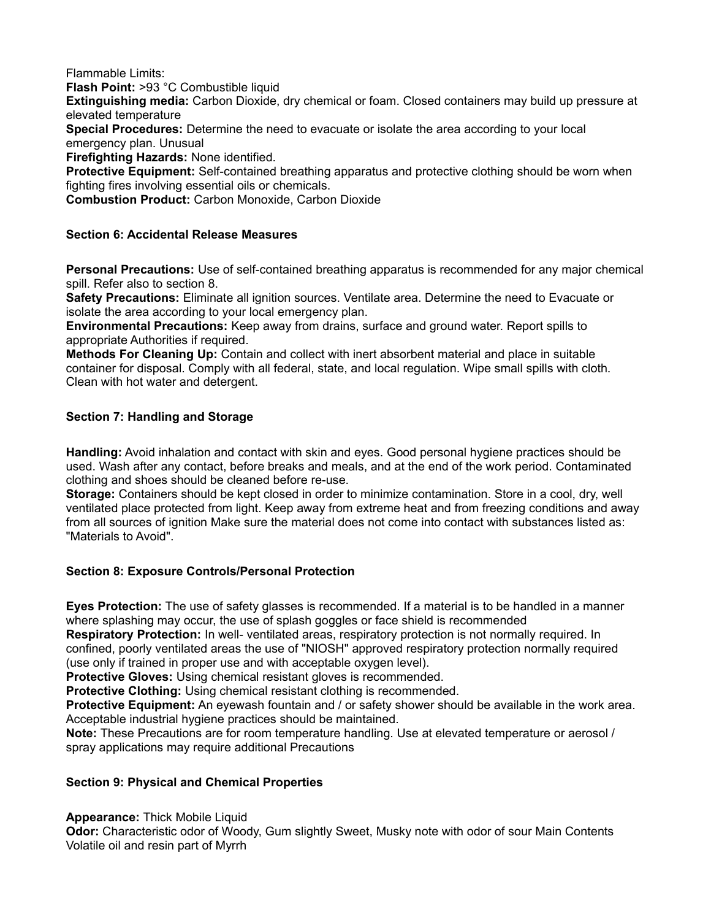Flammable Limits:

**Flash Point:** >93 °C Combustible liquid

**Extinguishing media:** Carbon Dioxide, dry chemical or foam. Closed containers may build up pressure at elevated temperature

**Special Procedures:** Determine the need to evacuate or isolate the area according to your local emergency plan. Unusual

**Firefighting Hazards:** None identified.

**Protective Equipment:** Self-contained breathing apparatus and protective clothing should be worn when fighting fires involving essential oils or chemicals.

**Combustion Product:** Carbon Monoxide, Carbon Dioxide

### Section 6: Accidental Release Measures

**Personal Precautions:** Use of self-contained breathing apparatus is recommended for any major chemical spill. Refer also to section 8.

**Safety Precautions:** Eliminate all ignition sources. Ventilate area. Determine the need to Evacuate or isolate the area according to your local emergency plan.

**Environmental Precautions:** Keep away from drains, surface and ground water. Report spills to appropriate Authorities if required.

**Methods For Cleaning Up:** Contain and collect with inert absorbent material and place in suitable container for disposal. Comply with all federal, state, and local regulation. Wipe small spills with cloth. Clean with hot water and detergent.

### Section 7: Handling and Storage

**Handling:** Avoid inhalation and contact with skin and eyes. Good personal hygiene practices should be used. Wash after any contact, before breaks and meals, and at the end of the work period. Contaminated clothing and shoes should be cleaned before re-use.

**Storage:** Containers should be kept closed in order to minimize contamination. Store in a cool, dry, well ventilated place protected from light. Keep away from extreme heat and from freezing conditions and away from all sources of ignition Make sure the material does not come into contact with substances listed as: "Materials to Avoid".

### Section 8: Exposure Controls/Personal Protection

**Eyes Protection:** The use of safety glasses is recommended. If a material is to be handled in a manner where splashing may occur, the use of splash goggles or face shield is recommended

**Respiratory Protection:** In well- ventilated areas, respiratory protection is not normally required. In confined, poorly ventilated areas the use of "NIOSH" approved respiratory protection normally required (use only if trained in proper use and with acceptable oxygen level).

**Protective Gloves:** Using chemical resistant gloves is recommended.

**Protective Clothing:** Using chemical resistant clothing is recommended.

**Protective Equipment:** An eyewash fountain and / or safety shower should be available in the work area. Acceptable industrial hygiene practices should be maintained.

**Note:** These Precautions are for room temperature handling. Use at elevated temperature or aerosol / spray applications may require additional Precautions

### Section 9: Physical and Chemical Properties

**Appearance:** Thick Mobile Liquid

**Odor:** Characteristic odor of Woody, Gum slightly Sweet, Musky note with odor of sour Main Contents Volatile oil and resin part of Myrrh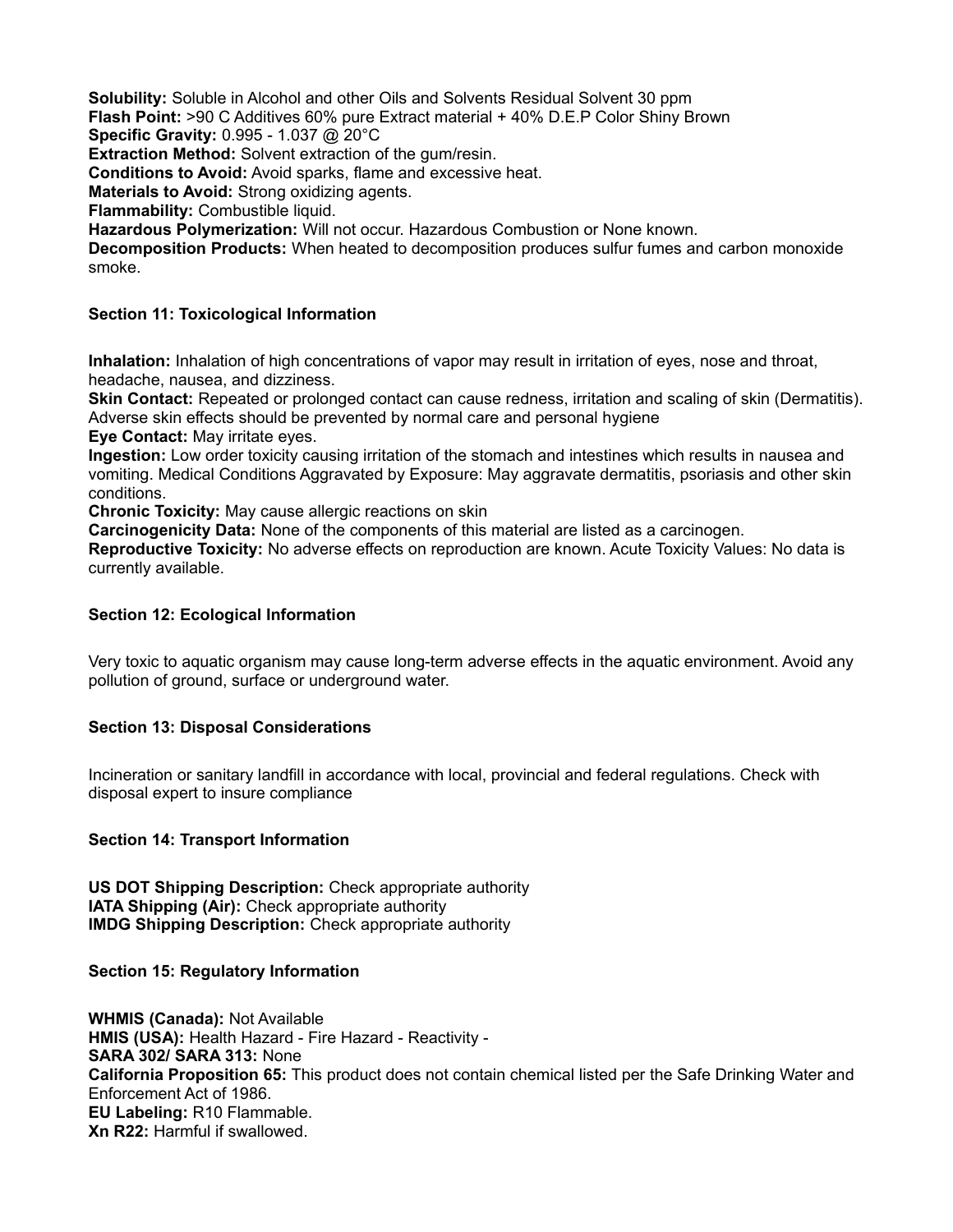**Solubility:** Soluble in Alcohol and other Oils and Solvents Residual Solvent 30 ppm
**Flash Point:** >90 C Additives 60% pure Extract material + 40% D.E.P Color Shiny Brown
**Specific Gravity:** 0.995 - 1.037 @ 20°C
**Extraction Method:** Solvent extraction of the gum/resin.
**Conditions to Avoid:** Avoid sparks, flame and excessive heat.
**Materials to Avoid:** Strong oxidizing agents.
**Flammability:** Combustible liquid.
**Hazardous Polymerization:** Will not occur. Hazardous Combustion or None known.
**Decomposition Products:** When heated to decomposition produces sulfur fumes and carbon monoxide smoke.

### Section 11: Toxicological Information

**Inhalation:** Inhalation of high concentrations of vapor may result in irritation of eyes, nose and throat, headache, nausea, and dizziness.
**Skin Contact:** Repeated or prolonged contact can cause redness, irritation and scaling of skin (Dermatitis). Adverse skin effects should be prevented by normal care and personal hygiene
**Eye Contact:** May irritate eyes.
**Ingestion:** Low order toxicity causing irritation of the stomach and intestines which results in nausea and vomiting. Medical Conditions Aggravated by Exposure: May aggravate dermatitis, psoriasis and other skin conditions.
**Chronic Toxicity:** May cause allergic reactions on skin
**Carcinogenicity Data:** None of the components of this material are listed as a carcinogen.
**Reproductive Toxicity:** No adverse effects on reproduction are known. Acute Toxicity Values: No data is currently available.

### Section 12: Ecological Information

Very toxic to aquatic organism may cause long-term adverse effects in the aquatic environment. Avoid any pollution of ground, surface or underground water.

### Section 13: Disposal Considerations

Incineration or sanitary landfill in accordance with local, provincial and federal regulations. Check with disposal expert to insure compliance

### Section 14: Transport Information

**US DOT Shipping Description:** Check appropriate authority
**IATA Shipping (Air):** Check appropriate authority
**IMDG Shipping Description:** Check appropriate authority

### Section 15: Regulatory Information

**WHMIS (Canada):** Not Available
**HMIS (USA):** Health Hazard - Fire Hazard - Reactivity -
**SARA 302/ SARA 313:** None
**California Proposition 65:** This product does not contain chemical listed per the Safe Drinking Water and Enforcement Act of 1986.
**EU Labeling:** R10 Flammable.
**Xn R22:** Harmful if swallowed.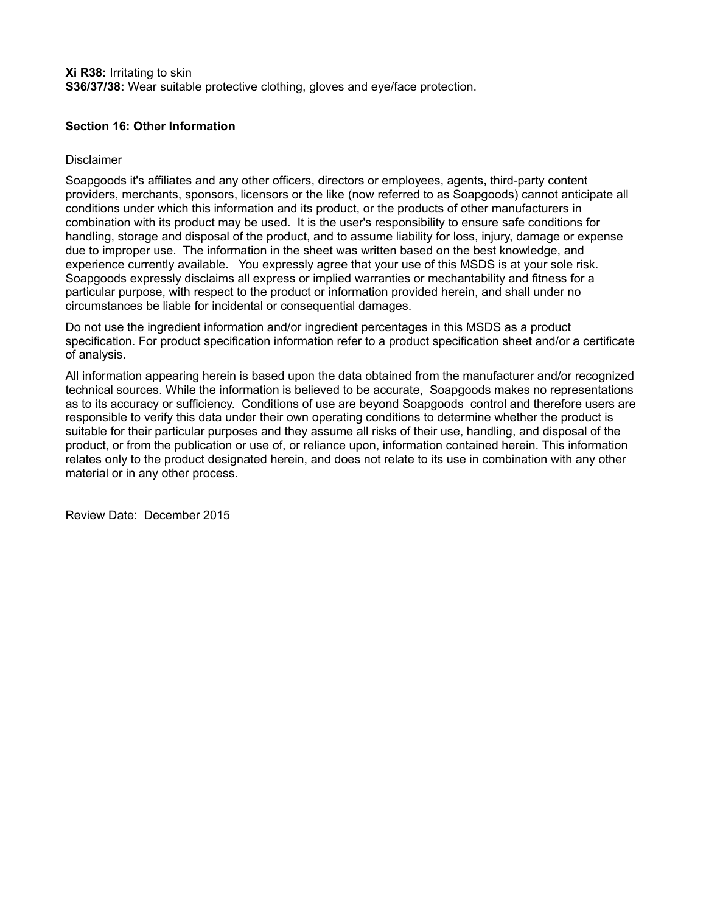**Xi R38:** Irritating to skin
**S36/37/38:** Wear suitable protective clothing, gloves and eye/face protection.

## Section 16: Other Information

Disclaimer

Soapgoods it's affiliates and any other officers, directors or employees, agents, third-party content providers, merchants, sponsors, licensors or the like (now referred to as Soapgoods) cannot anticipate all conditions under which this information and its product, or the products of other manufacturers in combination with its product may be used. It is the user's responsibility to ensure safe conditions for handling, storage and disposal of the product, and to assume liability for loss, injury, damage or expense due to improper use. The information in the sheet was written based on the best knowledge, and experience currently available. You expressly agree that your use of this MSDS is at your sole risk. Soapgoods expressly disclaims all express or implied warranties or mechantability and fitness for a particular purpose, with respect to the product or information provided herein, and shall under no circumstances be liable for incidental or consequential damages.

Do not use the ingredient information and/or ingredient percentages in this MSDS as a product specification. For product specification information refer to a product specification sheet and/or a certificate of analysis.

All information appearing herein is based upon the data obtained from the manufacturer and/or recognized technical sources. While the information is believed to be accurate, Soapgoods makes no representations as to its accuracy or sufficiency. Conditions of use are beyond Soapgoods control and therefore users are responsible to verify this data under their own operating conditions to determine whether the product is suitable for their particular purposes and they assume all risks of their use, handling, and disposal of the product, or from the publication or use of, or reliance upon, information contained herein. This information relates only to the product designated herein, and does not relate to its use in combination with any other material or in any other process.

Review Date: December 2015